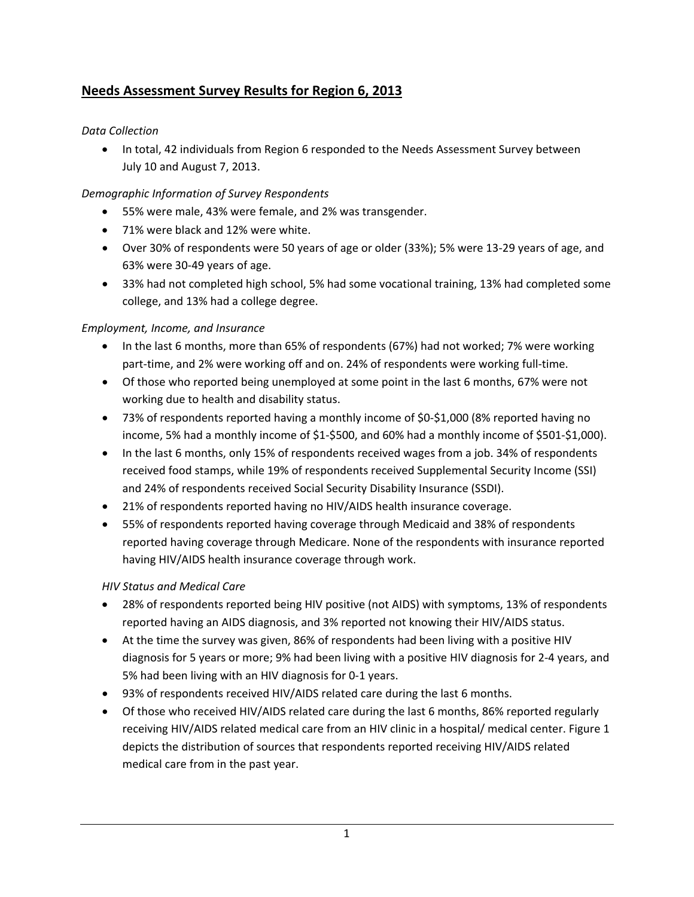## Needs Assessment Survey Results for Region 6, 2013

*Data Collection*

- In total, 42 individuals from Region 6 responded to the Needs Assessment Survey between July 10 and August 7, 2013.

*Demographic Information of Survey Respondents*

- 55% were male, 43% were female, and 2% was transgender.
- 71% were black and 12% were white.
- Over 30% of respondents were 50 years of age or older (33%); 5% were 13-29 years of age, and 63% were 30-49 years of age.
- 33% had not completed high school, 5% had some vocational training, 13% had completed some college, and 13% had a college degree.

*Employment, Income, and Insurance*

- In the last 6 months, more than 65% of respondents (67%) had not worked; 7% were working part-time, and 2% were working off and on. 24% of respondents were working full-time.
- Of those who reported being unemployed at some point in the last 6 months, 67% were not working due to health and disability status.
- 73% of respondents reported having a monthly income of $0-$1,000 (8% reported having no income, 5% had a monthly income of $1-$500, and 60% had a monthly income of $501-$1,000).
- In the last 6 months, only 15% of respondents received wages from a job. 34% of respondents received food stamps, while 19% of respondents received Supplemental Security Income (SSI) and 24% of respondents received Social Security Disability Insurance (SSDI).
- 21% of respondents reported having no HIV/AIDS health insurance coverage.
- 55% of respondents reported having coverage through Medicaid and 38% of respondents reported having coverage through Medicare. None of the respondents with insurance reported having HIV/AIDS health insurance coverage through work.

*HIV Status and Medical Care*

- 28% of respondents reported being HIV positive (not AIDS) with symptoms, 13% of respondents reported having an AIDS diagnosis, and 3% reported not knowing their HIV/AIDS status.
- At the time the survey was given, 86% of respondents had been living with a positive HIV diagnosis for 5 years or more; 9% had been living with a positive HIV diagnosis for 2-4 years, and 5% had been living with an HIV diagnosis for 0-1 years.
- 93% of respondents received HIV/AIDS related care during the last 6 months.
- Of those who received HIV/AIDS related care during the last 6 months, 86% reported regularly receiving HIV/AIDS related medical care from an HIV clinic in a hospital/ medical center. Figure 1 depicts the distribution of sources that respondents reported receiving HIV/AIDS related medical care from in the past year.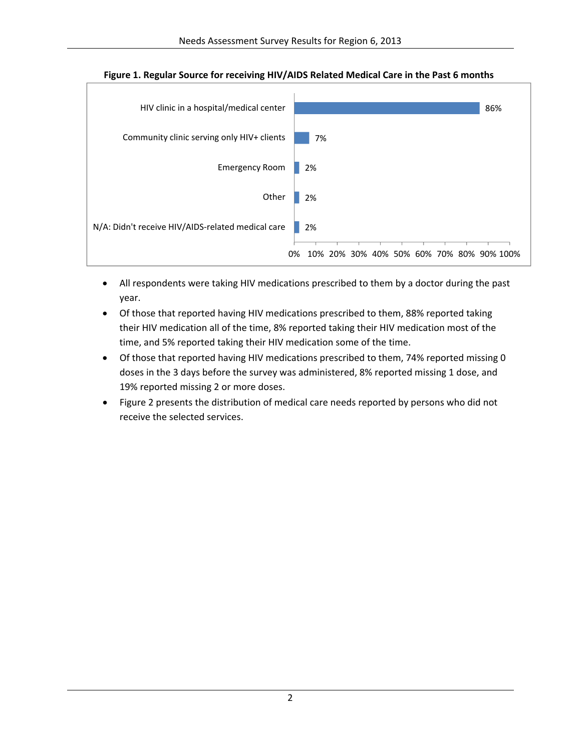**Figure 1. Regular Source for receiving HIV/AIDS Related Medical Care in the Past 6 months**

| Source | Percent |
|---|---|
| HIV clinic in a hospital/medical center | 86% |
| Community clinic serving only HIV+ clients | 7% |
| Emergency Room | 2% |
| Other | 2% |
| N/A: Didn't receive HIV/AIDS-related medical care | 2% |

- All respondents were taking HIV medications prescribed to them by a doctor during the past year.
- Of those that reported having HIV medications prescribed to them, 88% reported taking their HIV medication all of the time, 8% reported taking their HIV medication most of the time, and 5% reported taking their HIV medication some of the time.
- Of those that reported having HIV medications prescribed to them, 74% reported missing 0 doses in the 3 days before the survey was administered, 8% reported missing 1 dose, and 19% reported missing 2 or more doses.
- Figure 2 presents the distribution of medical care needs reported by persons who did not receive the selected services.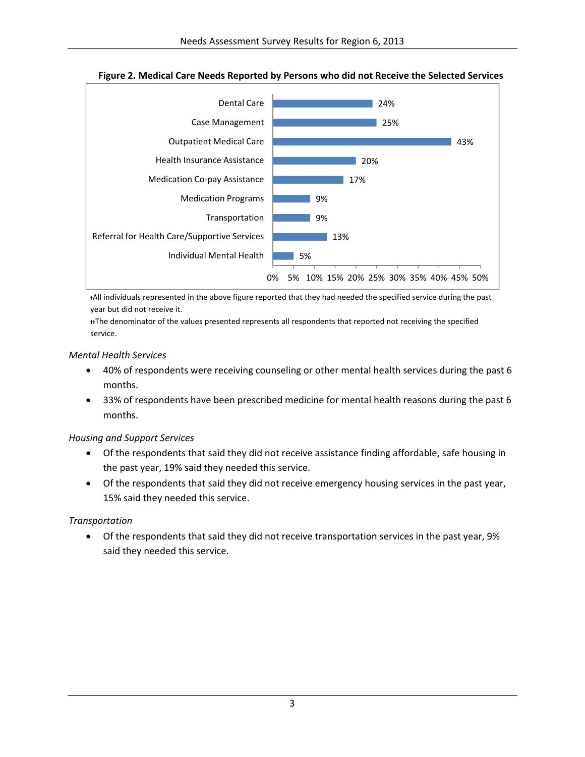**Figure 2. Medical Care Needs Reported by Persons who did not Receive the Selected Services**

Dental Care 24%
Case Management 25%
Outpatient Medical Care 43%
Health Insurance Assistance 20%
Medication Co-pay Assistance 17%
Medication Programs 9%
Transportation 9%
Referral for Health Care/Supportive Services 13%
Individual Mental Health 5%

0% 5% 10% 15% 20% 25% 30% 35% 40% 45% 50%

ƚAll individuals represented in the above figure reported that they had needed the specified service during the past year but did not receive it.
ƚƚThe denominator of the values presented represents all respondents that reported not receiving the specified service.

*Mental Health Services*

- 40% of respondents were receiving counseling or other mental health services during the past 6 months.
- 33% of respondents have been prescribed medicine for mental health reasons during the past 6 months.

*Housing and Support Services*

- Of the respondents that said they did not receive assistance finding affordable, safe housing in the past year, 19% said they needed this service.
- Of the respondents that said they did not receive emergency housing services in the past year, 15% said they needed this service.

*Transportation*

- Of the respondents that said they did not receive transportation services in the past year, 9% said they needed this service.